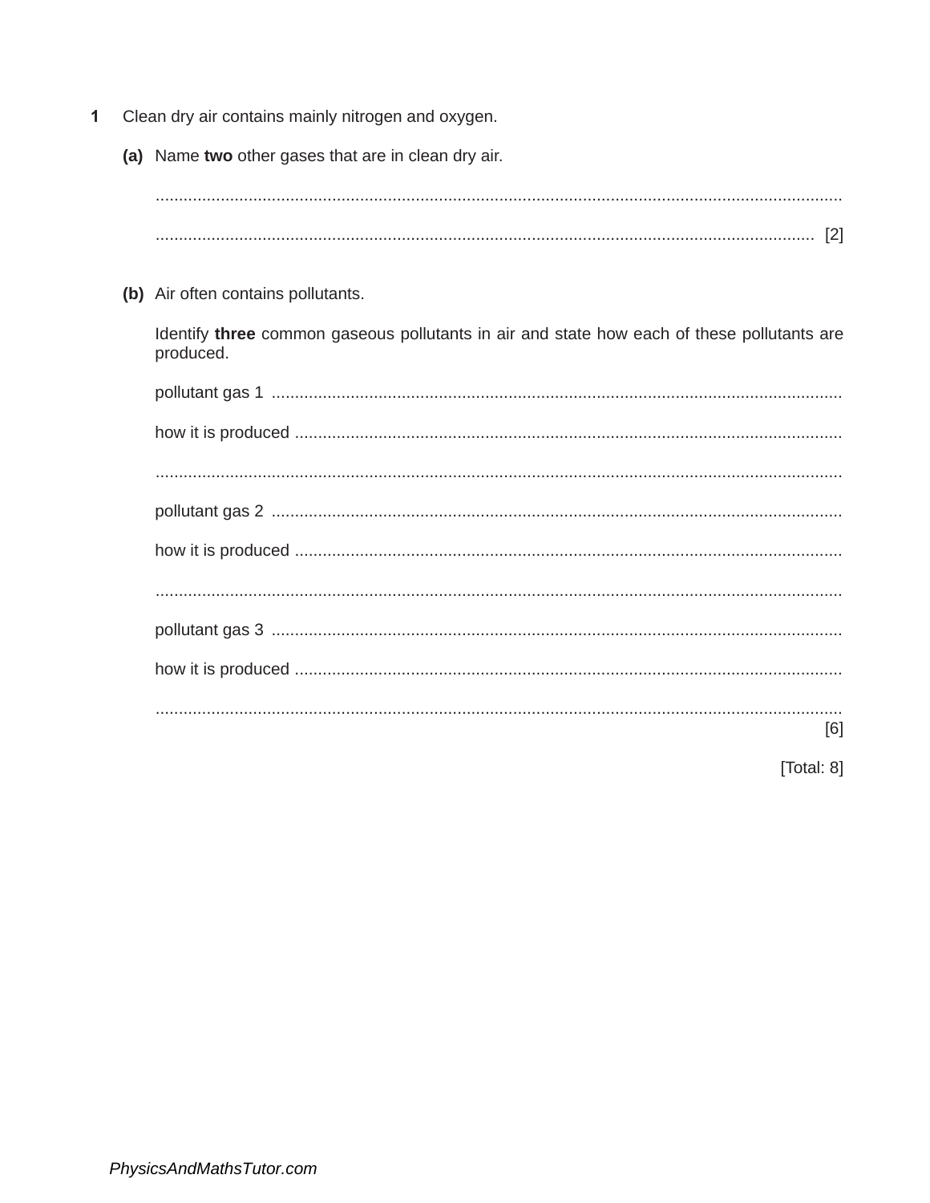**1** Clean dry air contains mainly nitrogen and oxygen.

**(a)** Name **two** other gases that are in clean dry air.

..........................................................................................................................................

.................................................................................................................................... [2]

**(b)** Air often contains pollutants.

Identify **three** common gaseous pollutants in air and state how each of these pollutants are produced.

pollutant gas 1 ..............................................................................................................

how it is produced ..........................................................................................................

..........................................................................................................................................

pollutant gas 2 ..............................................................................................................

how it is produced ..........................................................................................................

..........................................................................................................................................

pollutant gas 3 ..............................................................................................................

how it is produced ..........................................................................................................

..........................................................................................................................................

[6]

[Total: 8]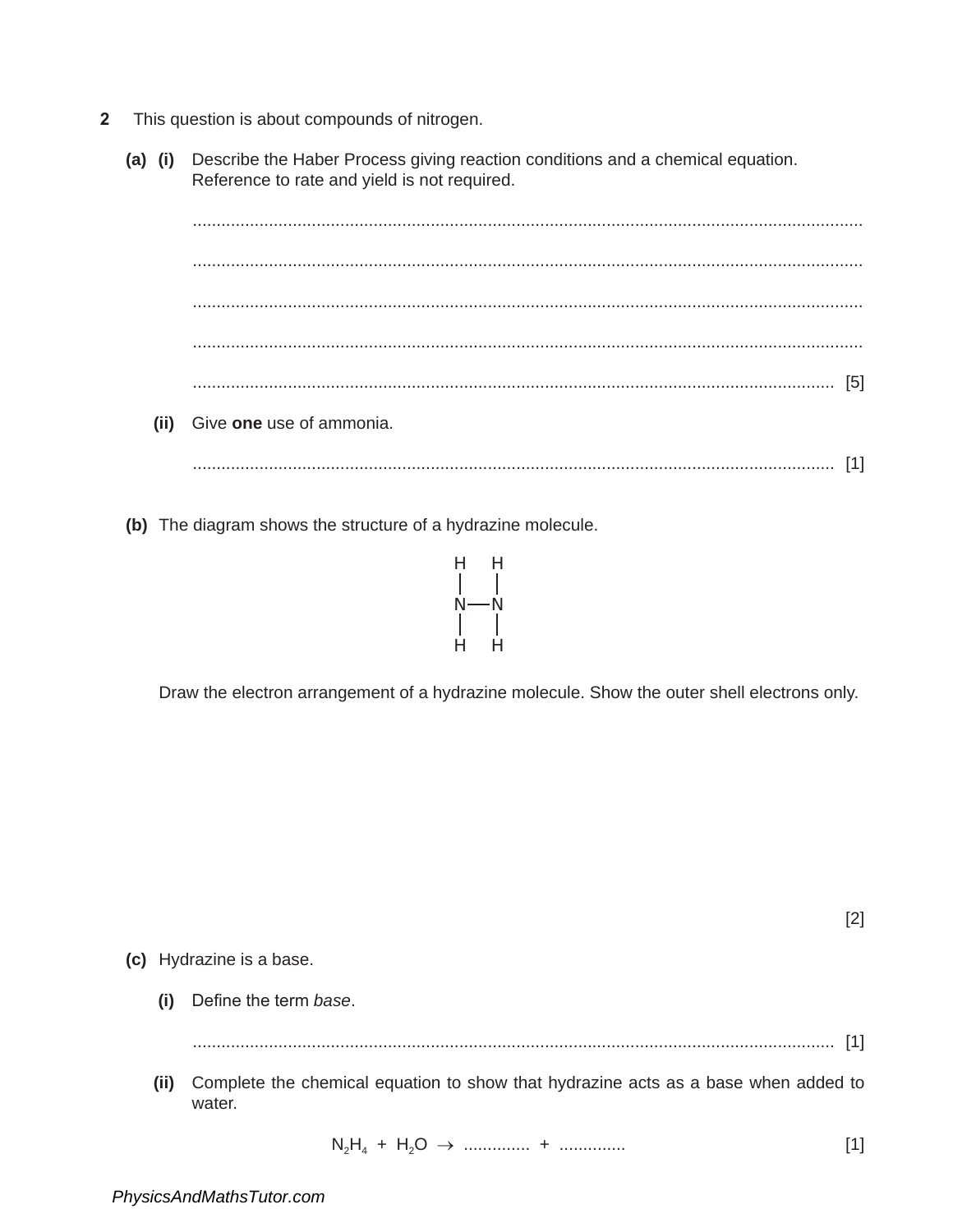**2** This question is about compounds of nitrogen.

**(a) (i)** Describe the Haber Process giving reaction conditions and a chemical equation. Reference to rate and yield is not required.

..........................................................................................................................................

..........................................................................................................................................

..........................................................................................................................................

..........................................................................................................................................

.................................................................................................................................... [5]

**(ii)** Give **one** use of ammonia.

.................................................................................................................................... [1]

**(b)** The diagram shows the structure of a hydrazine molecule.

```
H   H
|   |
N — N
|   |
H   H
```

Draw the electron arrangement of a hydrazine molecule. Show the outer shell electrons only.

[2]

**(c)** Hydrazine is a base.

**(i)** Define the term *base*.

.................................................................................................................................... [1]

**(ii)** Complete the chemical equation to show that hydrazine acts as a base when added to water.

$$N_2H_4 + H_2O \rightarrow \text{..............} + \text{..............}$$ [1]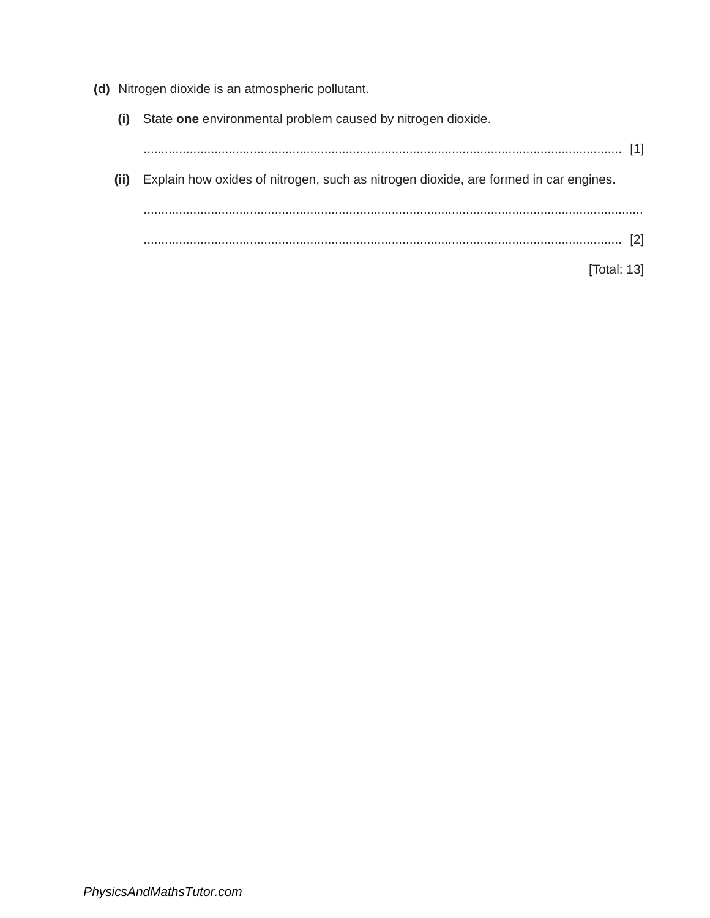**(d)** Nitrogen dioxide is an atmospheric pollutant.

**(i)** State **one** environmental problem caused by nitrogen dioxide.

.......................................................................................................................................... [1]

**(ii)** Explain how oxides of nitrogen, such as nitrogen dioxide, are formed in car engines.

..........................................................................................................................................

.......................................................................................................................................... [2]

[Total: 13]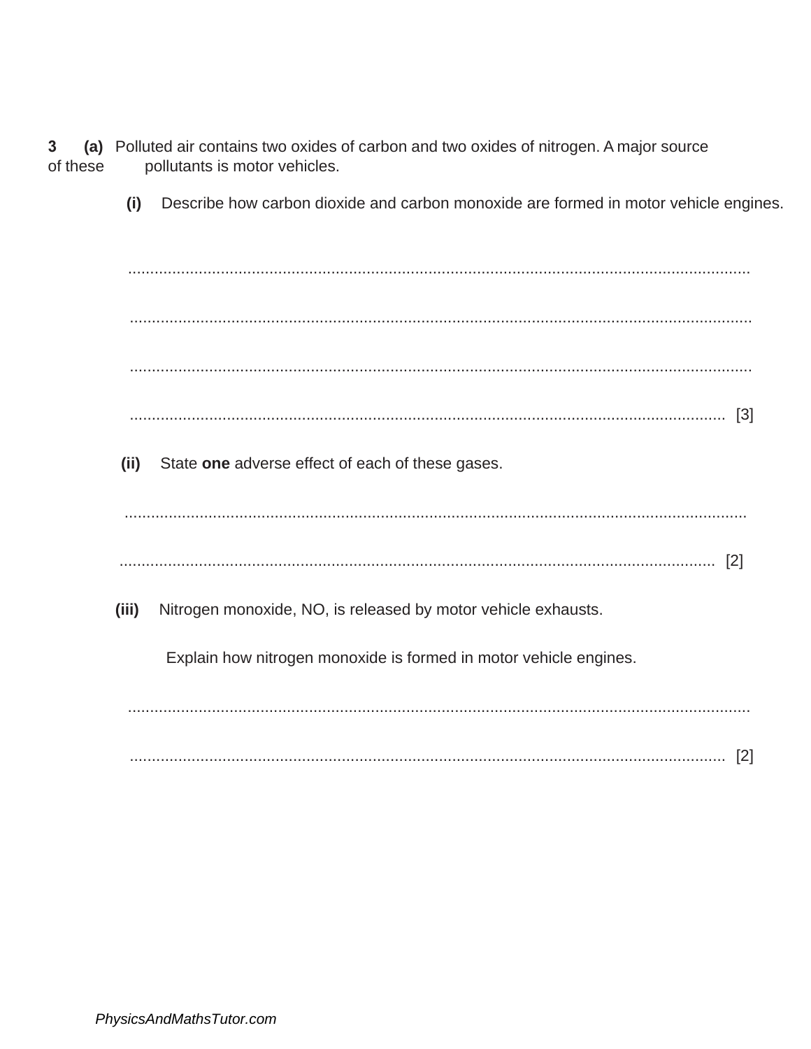**3** **(a)** Polluted air contains two oxides of carbon and two oxides of nitrogen. A major source of these pollutants is motor vehicles.

**(i)** Describe how carbon dioxide and carbon monoxide are formed in motor vehicle engines.

.......................................................................................................................................

.......................................................................................................................................

.......................................................................................................................................

....................................................................................................................................... [3]

**(ii)** State **one** adverse effect of each of these gases.

.......................................................................................................................................

....................................................................................................................................... [2]

**(iii)** Nitrogen monoxide, NO, is released by motor vehicle exhausts.

Explain how nitrogen monoxide is formed in motor vehicle engines.

.......................................................................................................................................

....................................................................................................................................... [2]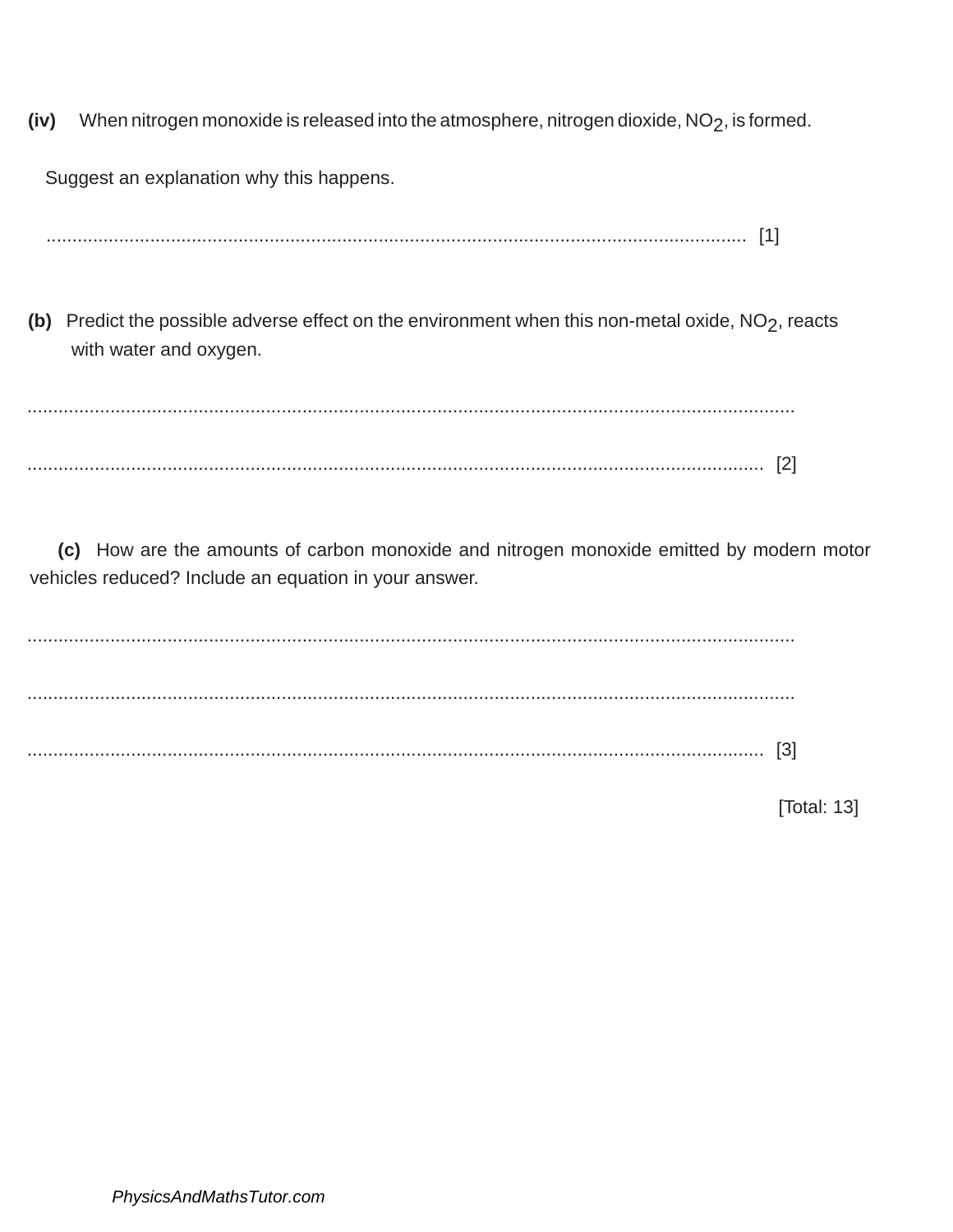**(iv)** When nitrogen monoxide is released into the atmosphere, nitrogen dioxide, $NO_2$, is formed.

Suggest an explanation why this happens.

.......................................................................................................................................... [1]

**(b)** Predict the possible adverse effect on the environment when this non-metal oxide, $NO_2$, reacts with water and oxygen.

..........................................................................................................................................

.......................................................................................................................................... [2]

**(c)** How are the amounts of carbon monoxide and nitrogen monoxide emitted by modern motor vehicles reduced? Include an equation in your answer.

..........................................................................................................................................

..........................................................................................................................................

.......................................................................................................................................... [3]

[Total: 13]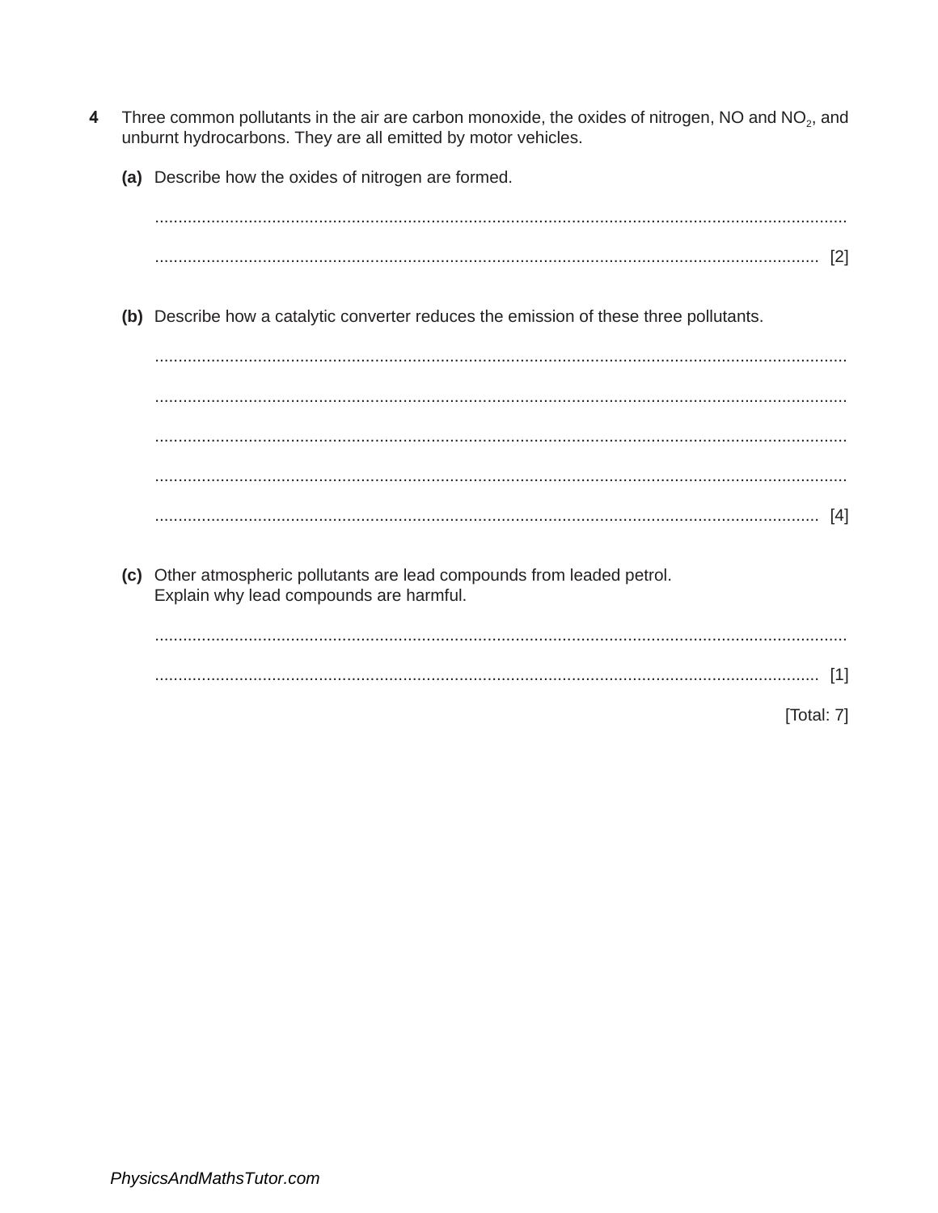**4** Three common pollutants in the air are carbon monoxide, the oxides of nitrogen, NO and $NO_2$, and unburnt hydrocarbons. They are all emitted by motor vehicles.

**(a)** Describe how the oxides of nitrogen are formed.

..................................................................................................................................................

.............................................................................................................................................. [2]

**(b)** Describe how a catalytic converter reduces the emission of these three pollutants.

..................................................................................................................................................

..................................................................................................................................................

..................................................................................................................................................

..................................................................................................................................................

.............................................................................................................................................. [4]

**(c)** Other atmospheric pollutants are lead compounds from leaded petrol.
Explain why lead compounds are harmful.

..................................................................................................................................................

.............................................................................................................................................. [1]

[Total: 7]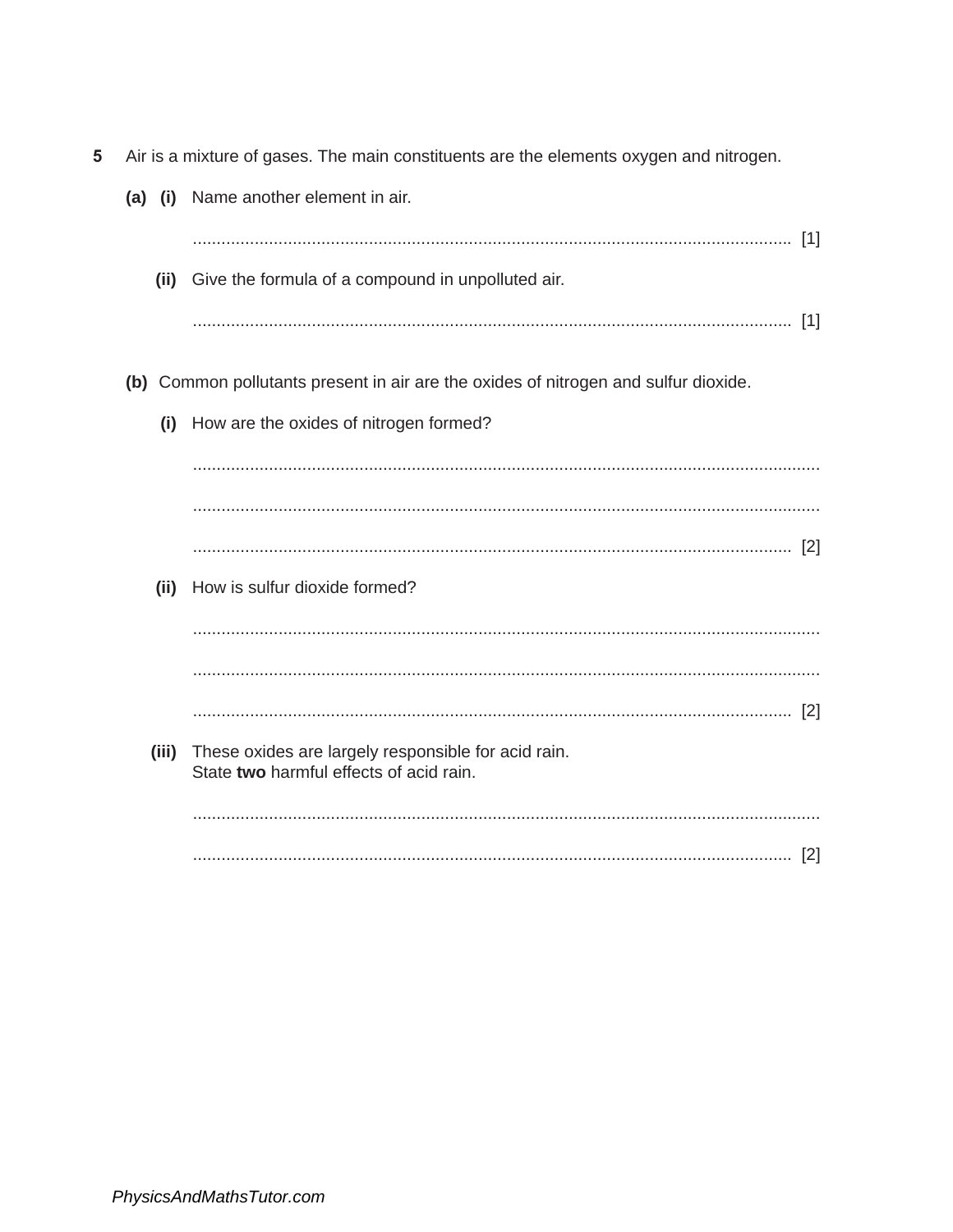**5** Air is a mixture of gases. The main constituents are the elements oxygen and nitrogen.

**(a)** **(i)** Name another element in air.

.............................................................................................................................. [1]

**(ii)** Give the formula of a compound in unpolluted air.

.............................................................................................................................. [1]

**(b)** Common pollutants present in air are the oxides of nitrogen and sulfur dioxide.

**(i)** How are the oxides of nitrogen formed?

..............................................................................................................................

..............................................................................................................................

.............................................................................................................................. [2]

**(ii)** How is sulfur dioxide formed?

..............................................................................................................................

..............................................................................................................................

.............................................................................................................................. [2]

**(iii)** These oxides are largely responsible for acid rain.
State **two** harmful effects of acid rain.

..............................................................................................................................

.............................................................................................................................. [2]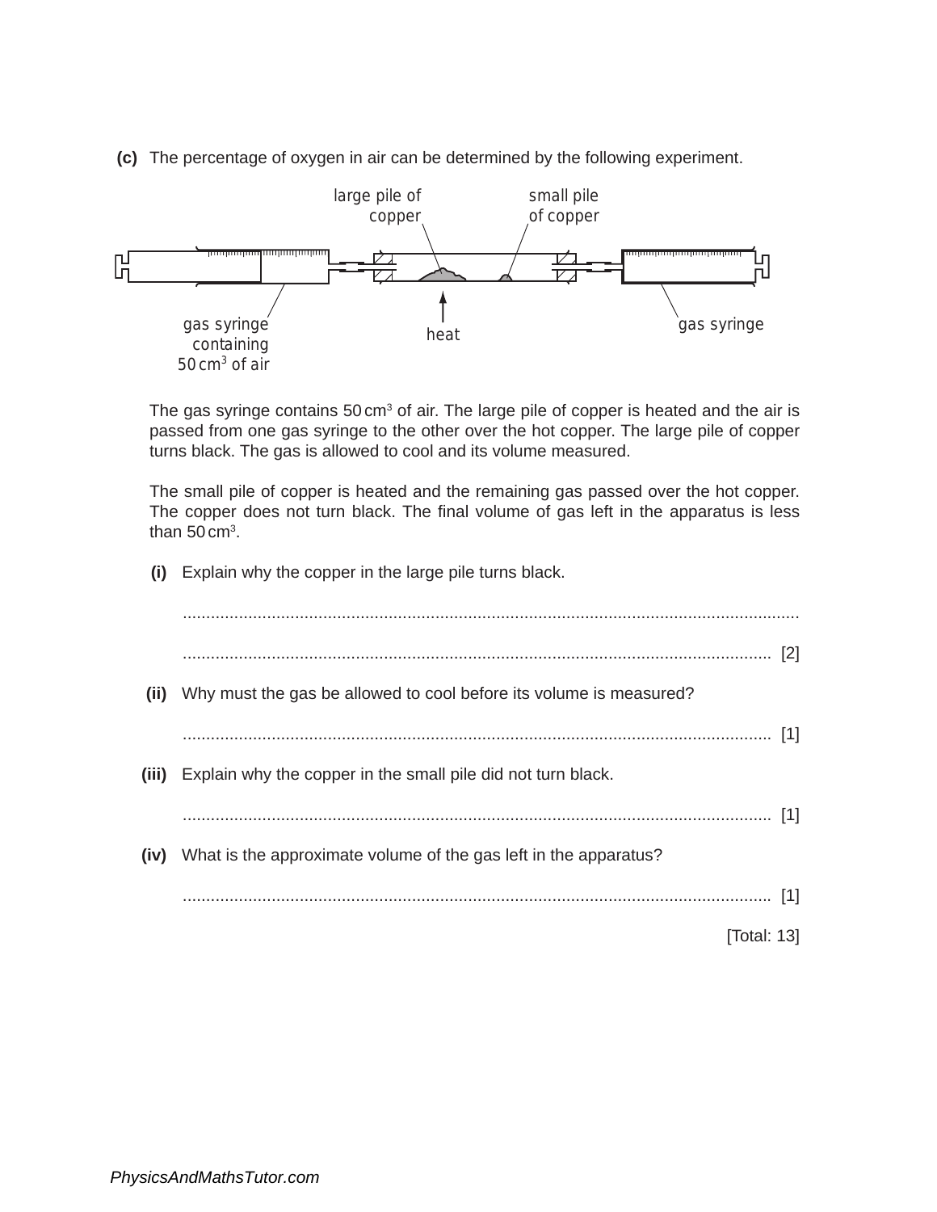**(c)** The percentage of oxygen in air can be determined by the following experiment.

large pile of copper

small pile of copper

gas syringe containing 50 $cm^3$ of air

heat

gas syringe

The gas syringe contains 50 $cm^3$ of air. The large pile of copper is heated and the air is passed from one gas syringe to the other over the hot copper. The large pile of copper turns black. The gas is allowed to cool and its volume measured.

The small pile of copper is heated and the remaining gas passed over the hot copper. The copper does not turn black. The final volume of gas left in the apparatus is less than 50 $cm^3$.

**(i)** Explain why the copper in the large pile turns black.

.............................................................................................................................

............................................................................................................................. [2]

**(ii)** Why must the gas be allowed to cool before its volume is measured?

............................................................................................................................. [1]

**(iii)** Explain why the copper in the small pile did not turn black.

............................................................................................................................. [1]

**(iv)** What is the approximate volume of the gas left in the apparatus?

............................................................................................................................. [1]

[Total: 13]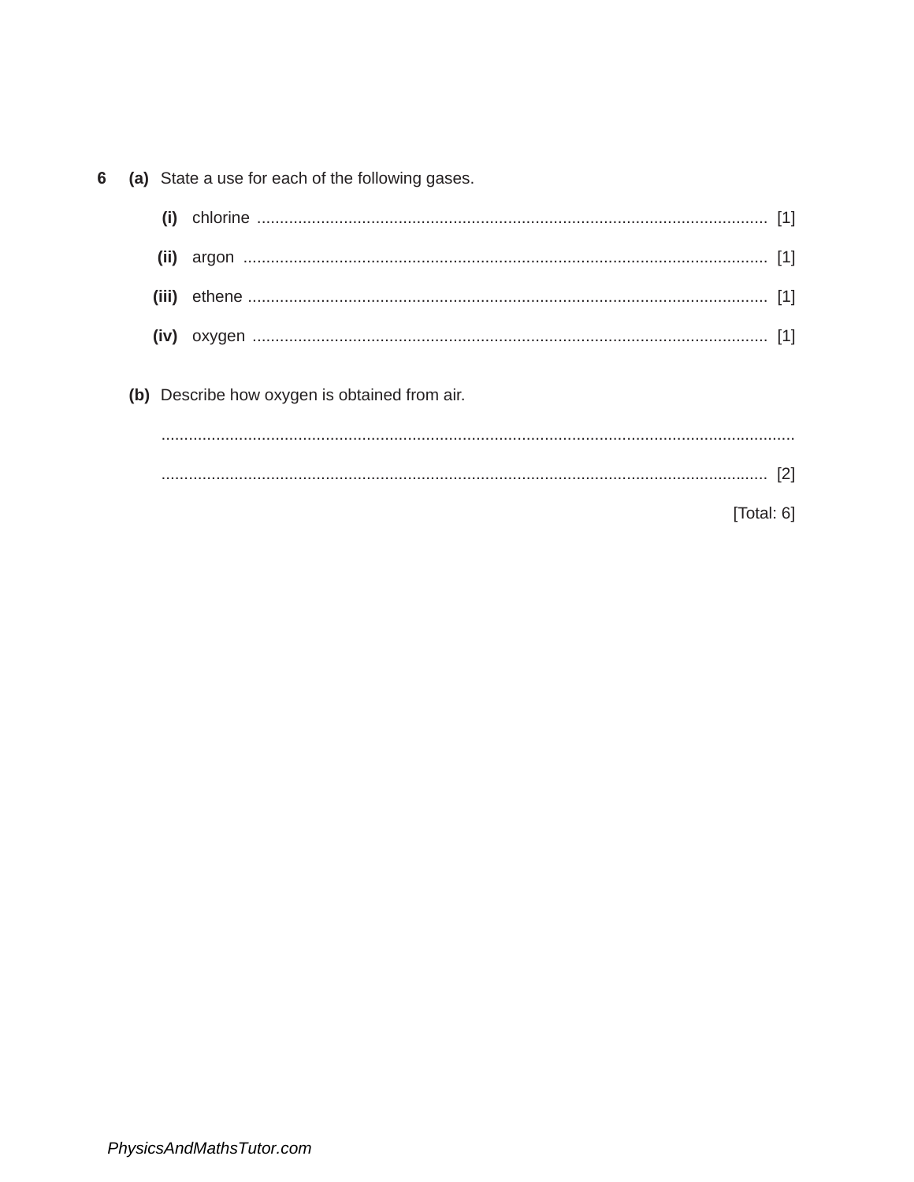6 (a) State a use for each of the following gases.

(i) chlorine ................................................................................................................ [1]

(ii) argon ................................................................................................................... [1]

(iii) ethene ................................................................................................................. [1]

(iv) oxygen ................................................................................................................ [1]

(b) Describe how oxygen is obtained from air.

..............................................................................................................................

.............................................................................................................................. [2]

[Total: 6]